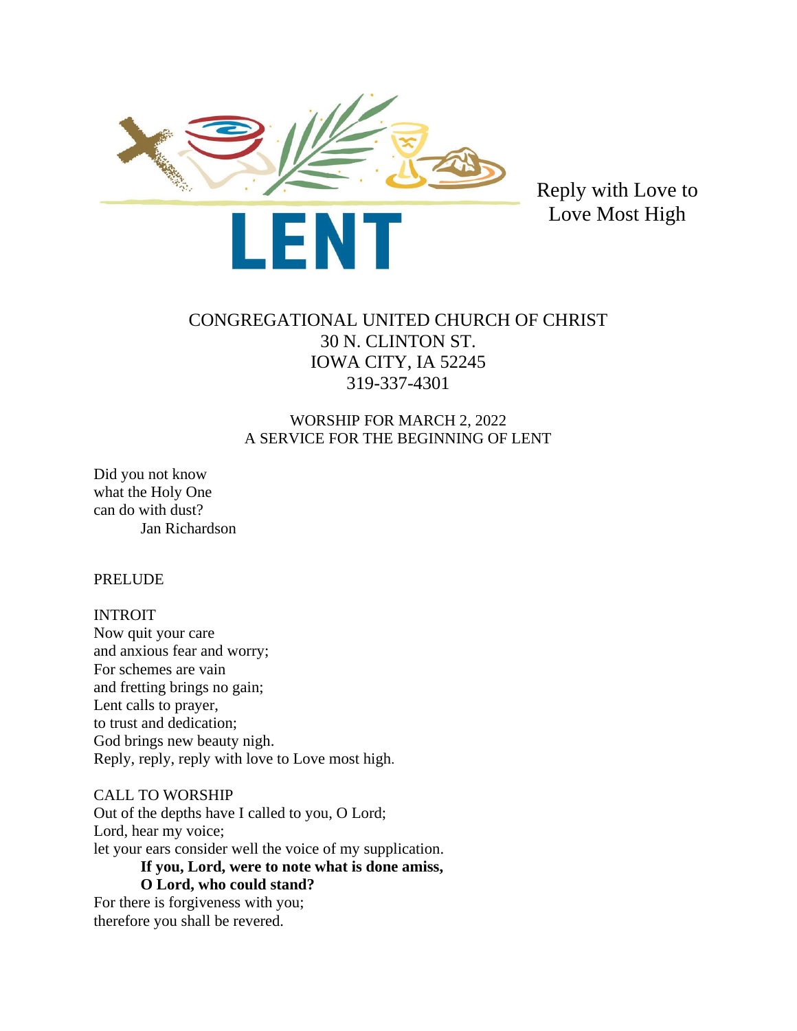# LENT

Reply with Love to Love Most High

CONGREGATIONAL UNITED CHURCH OF CHRIST
30 N. CLINTON ST.
IOWA CITY, IA 52245
319-337-4301

WORSHIP FOR MARCH 2, 2022
A SERVICE FOR THE BEGINNING OF LENT

Did you not know
what the Holy One
can do with dust?
Jan Richardson

PRELUDE

INTROIT
Now quit your care
and anxious fear and worry;
For schemes are vain
and fretting brings no gain;
Lent calls to prayer,
to trust and dedication;
God brings new beauty nigh.
Reply, reply, reply with love to Love most high.

CALL TO WORSHIP
Out of the depths have I called to you, O Lord;
Lord, hear my voice;
let your ears consider well the voice of my supplication.
**If you, Lord, were to note what is done amiss,**
**O Lord, who could stand?**
For there is forgiveness with you;
therefore you shall be revered.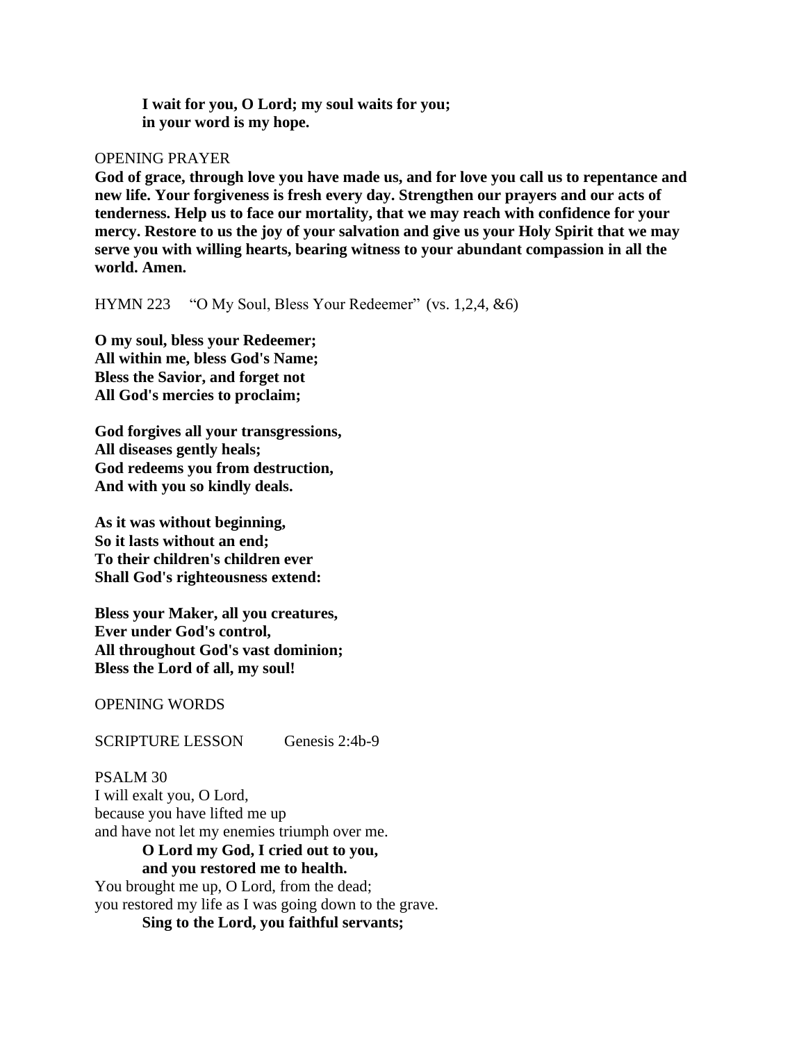**I wait for you, O Lord; my soul waits for you;**
**in your word is my hope.**

OPENING PRAYER

**God of grace, through love you have made us, and for love you call us to repentance and new life. Your forgiveness is fresh every day. Strengthen our prayers and our acts of tenderness. Help us to face our mortality, that we may reach with confidence for your mercy. Restore to us the joy of your salvation and give us your Holy Spirit that we may serve you with willing hearts, bearing witness to your abundant compassion in all the world. Amen.**

HYMN 223 "O My Soul, Bless Your Redeemer" (vs. 1,2,4, &6)

**O my soul, bless your Redeemer;**
**All within me, bless God's Name;**
**Bless the Savior, and forget not**
**All God's mercies to proclaim;**

**God forgives all your transgressions,**
**All diseases gently heals;**
**God redeems you from destruction,**
**And with you so kindly deals.**

**As it was without beginning,**
**So it lasts without an end;**
**To their children's children ever**
**Shall God's righteousness extend:**

**Bless your Maker, all you creatures,**
**Ever under God's control,**
**All throughout God's vast dominion;**
**Bless the Lord of all, my soul!**

OPENING WORDS

SCRIPTURE LESSON Genesis 2:4b-9

PSALM 30

I will exalt you, O Lord,
because you have lifted me up
and have not let my enemies triumph over me.

**O Lord my God, I cried out to you,**
**and you restored me to health.**

You brought me up, O Lord, from the dead;
you restored my life as I was going down to the grave.

**Sing to the Lord, you faithful servants;**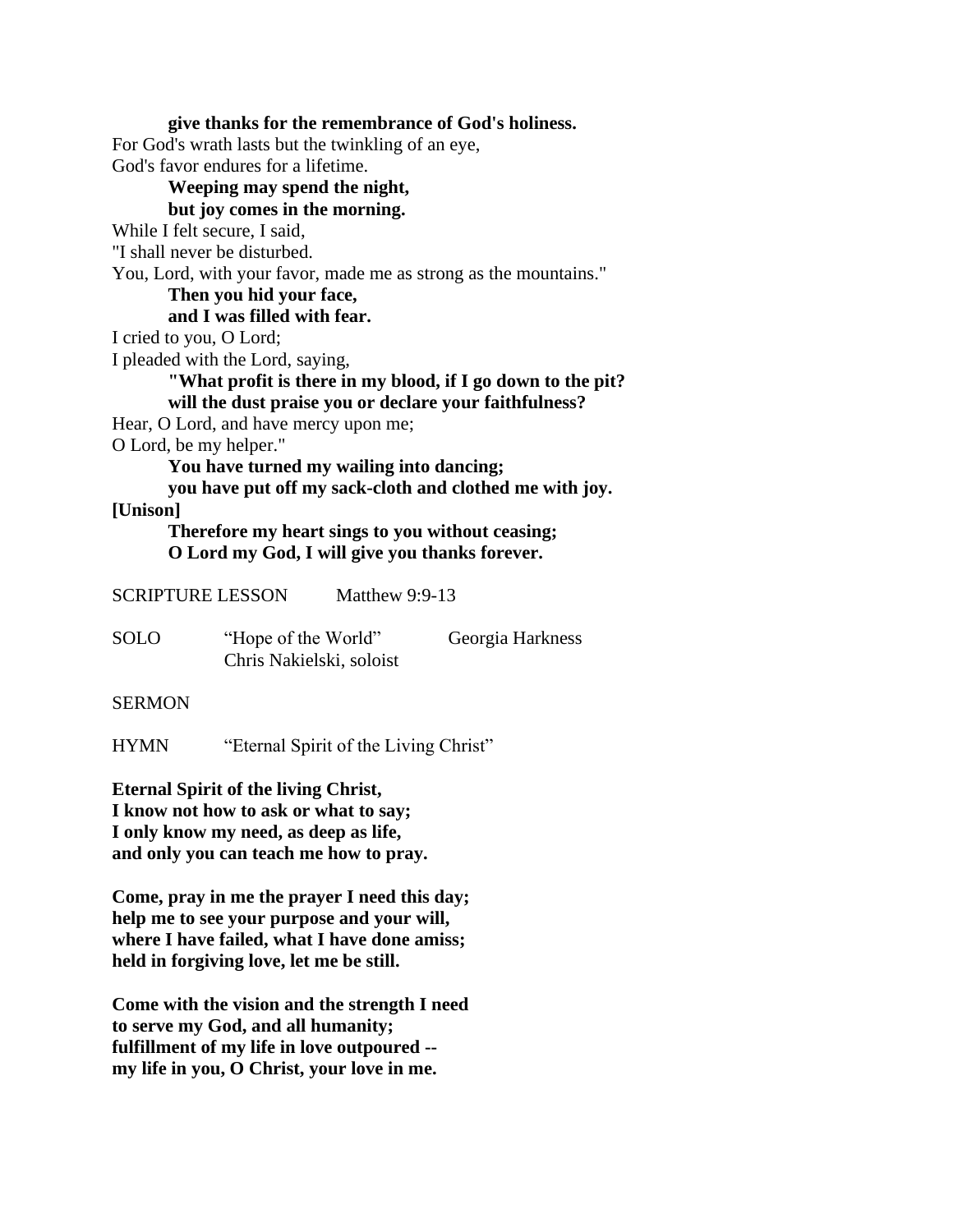**give thanks for the remembrance of God's holiness.**

For God's wrath lasts but the twinkling of an eye,
God's favor endures for a lifetime.

**Weeping may spend the night,**
**but joy comes in the morning.**

While I felt secure, I said,
"I shall never be disturbed.
You, Lord, with your favor, made me as strong as the mountains."

**Then you hid your face,**
**and I was filled with fear.**

I cried to you, O Lord;
I pleaded with the Lord, saying,

**"What profit is there in my blood, if I go down to the pit?**
**will the dust praise you or declare your faithfulness?**

Hear, O Lord, and have mercy upon me;
O Lord, be my helper."

**You have turned my wailing into dancing;**
**you have put off my sack-cloth and clothed me with joy.**

**[Unison]**

**Therefore my heart sings to you without ceasing;**
**O Lord my God, I will give you thanks forever.**

SCRIPTURE LESSON Matthew 9:9-13

SOLO "Hope of the World" Georgia Harkness
Chris Nakielski, soloist

SERMON

HYMN "Eternal Spirit of the Living Christ"

**Eternal Spirit of the living Christ,**
**I know not how to ask or what to say;**
**I only know my need, as deep as life,**
**and only you can teach me how to pray.**

**Come, pray in me the prayer I need this day;**
**help me to see your purpose and your will,**
**where I have failed, what I have done amiss;**
**held in forgiving love, let me be still.**

**Come with the vision and the strength I need**
**to serve my God, and all humanity;**
**fulfillment of my life in love outpoured --**
**my life in you, O Christ, your love in me.**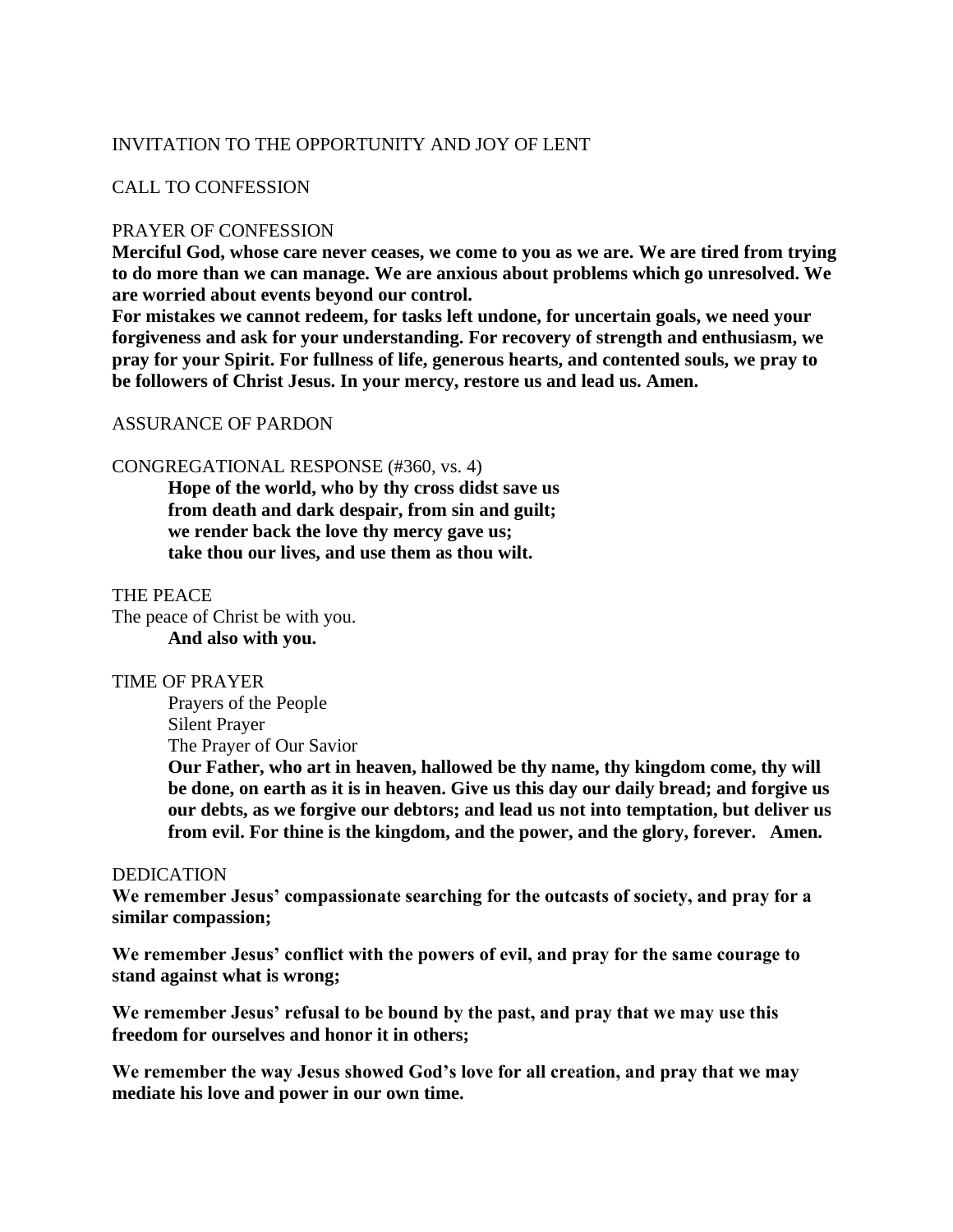INVITATION TO THE OPPORTUNITY AND JOY OF LENT

CALL TO CONFESSION

PRAYER OF CONFESSION

**Merciful God, whose care never ceases, we come to you as we are. We are tired from trying to do more than we can manage. We are anxious about problems which go unresolved. We are worried about events beyond our control.**

**For mistakes we cannot redeem, for tasks left undone, for uncertain goals, we need your forgiveness and ask for your understanding. For recovery of strength and enthusiasm, we pray for your Spirit. For fullness of life, generous hearts, and contented souls, we pray to be followers of Christ Jesus. In your mercy, restore us and lead us. Amen.**

ASSURANCE OF PARDON

CONGREGATIONAL RESPONSE (#360, vs. 4)

> **Hope of the world, who by thy cross didst save us**
> **from death and dark despair, from sin and guilt;**
> **we render back the love thy mercy gave us;**
> **take thou our lives, and use them as thou wilt.**

THE PEACE

The peace of Christ be with you.

> **And also with you.**

TIME OF PRAYER

> Prayers of the People
> Silent Prayer
> The Prayer of Our Savior
> **Our Father, who art in heaven, hallowed be thy name, thy kingdom come, thy will be done, on earth as it is in heaven. Give us this day our daily bread; and forgive us our debts, as we forgive our debtors; and lead us not into temptation, but deliver us from evil. For thine is the kingdom, and the power, and the glory, forever. Amen.**

DEDICATION

**We remember Jesus' compassionate searching for the outcasts of society, and pray for a similar compassion;**

**We remember Jesus' conflict with the powers of evil, and pray for the same courage to stand against what is wrong;**

**We remember Jesus' refusal to be bound by the past, and pray that we may use this freedom for ourselves and honor it in others;**

**We remember the way Jesus showed God's love for all creation, and pray that we may mediate his love and power in our own time.**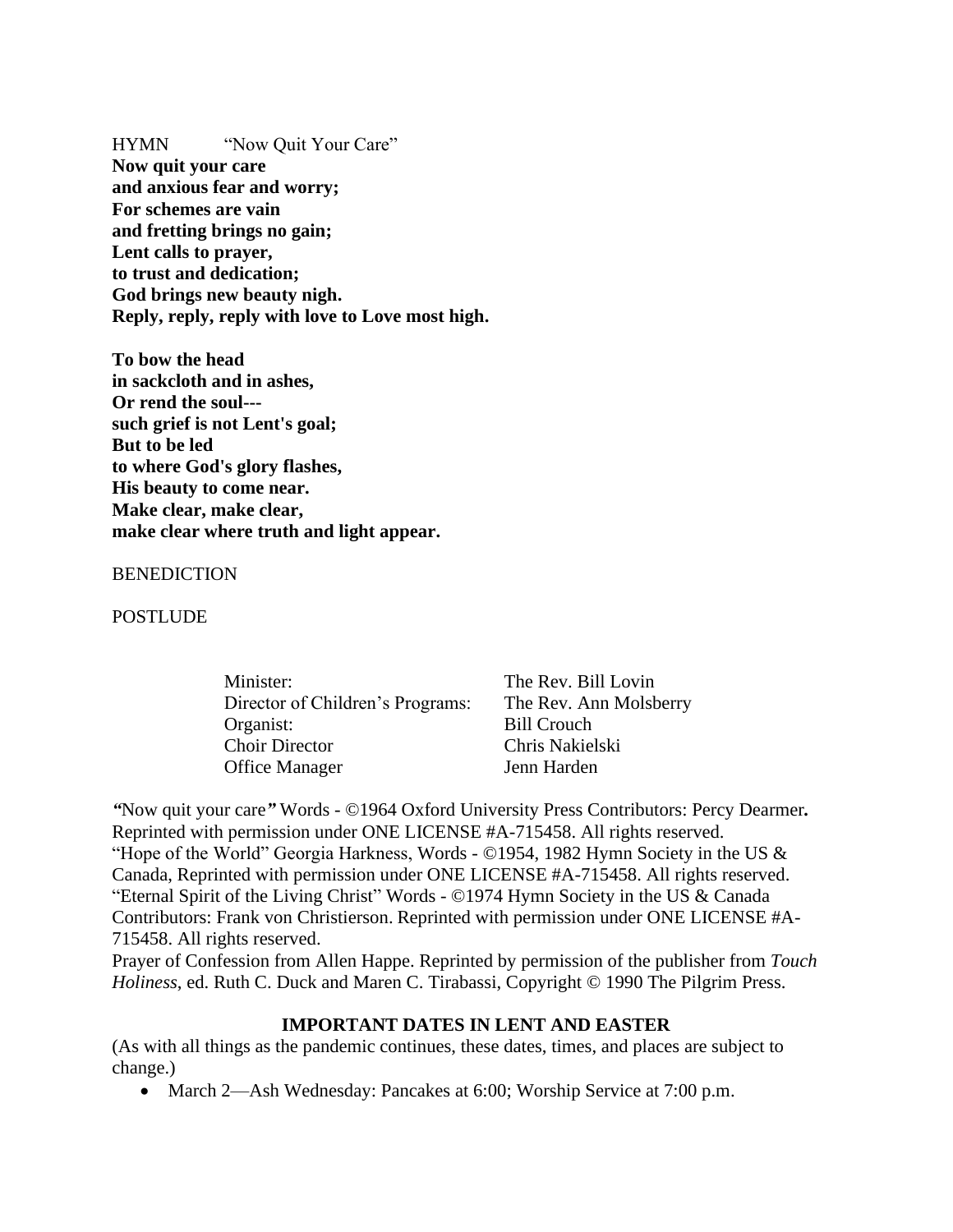HYMN "Now Quit Your Care"

**Now quit your care**
**and anxious fear and worry;**
**For schemes are vain**
**and fretting brings no gain;**
**Lent calls to prayer,**
**to trust and dedication;**
**God brings new beauty nigh.**
**Reply, reply, reply with love to Love most high.**

**To bow the head**
**in sackcloth and in ashes,**
**Or rend the soul---**
**such grief is not Lent's goal;**
**But to be led**
**to where God's glory flashes,**
**His beauty to come near.**
**Make clear, make clear,**
**make clear where truth and light appear.**

BENEDICTION

POSTLUDE

| | |
|---|---|
| Minister: | The Rev. Bill Lovin |
| Director of Children's Programs: | The Rev. Ann Molsberry |
| Organist: | Bill Crouch |
| Choir Director | Chris Nakielski |
| Office Manager | Jenn Harden |

*"*Now quit your care*"* Words - ©1964 Oxford University Press Contributors: Percy Dearmer**.** Reprinted with permission under ONE LICENSE #A-715458. All rights reserved.
"Hope of the World" Georgia Harkness, Words - ©1954, 1982 Hymn Society in the US & Canada, Reprinted with permission under ONE LICENSE #A-715458. All rights reserved.
"Eternal Spirit of the Living Christ" Words - ©1974 Hymn Society in the US & Canada Contributors: Frank von Christierson. Reprinted with permission under ONE LICENSE #A-715458. All rights reserved.
Prayer of Confession from Allen Happe. Reprinted by permission of the publisher from *Touch Holiness*, ed. Ruth C. Duck and Maren C. Tirabassi, Copyright © 1990 The Pilgrim Press.

**IMPORTANT DATES IN LENT AND EASTER**

(As with all things as the pandemic continues, these dates, times, and places are subject to change.)

- March 2—Ash Wednesday: Pancakes at 6:00; Worship Service at 7:00 p.m.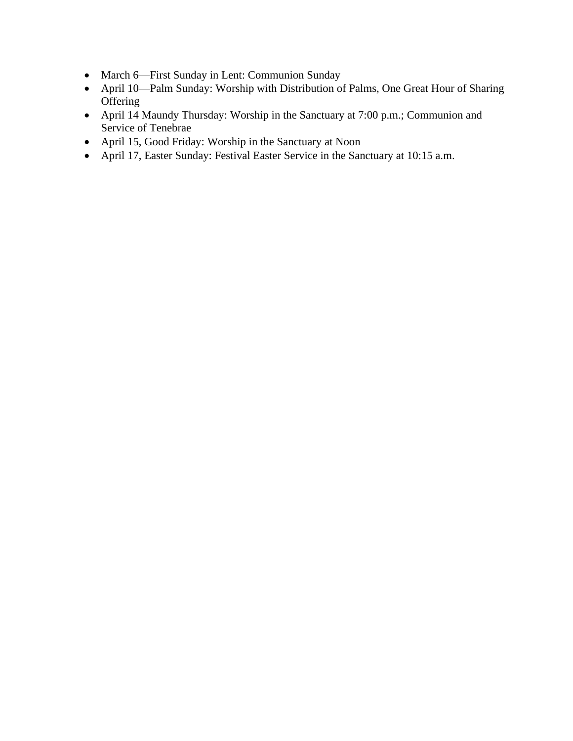- March 6—First Sunday in Lent: Communion Sunday
- April 10—Palm Sunday: Worship with Distribution of Palms, One Great Hour of Sharing Offering
- April 14 Maundy Thursday: Worship in the Sanctuary at 7:00 p.m.; Communion and Service of Tenebrae
- April 15, Good Friday: Worship in the Sanctuary at Noon
- April 17, Easter Sunday: Festival Easter Service in the Sanctuary at 10:15 a.m.